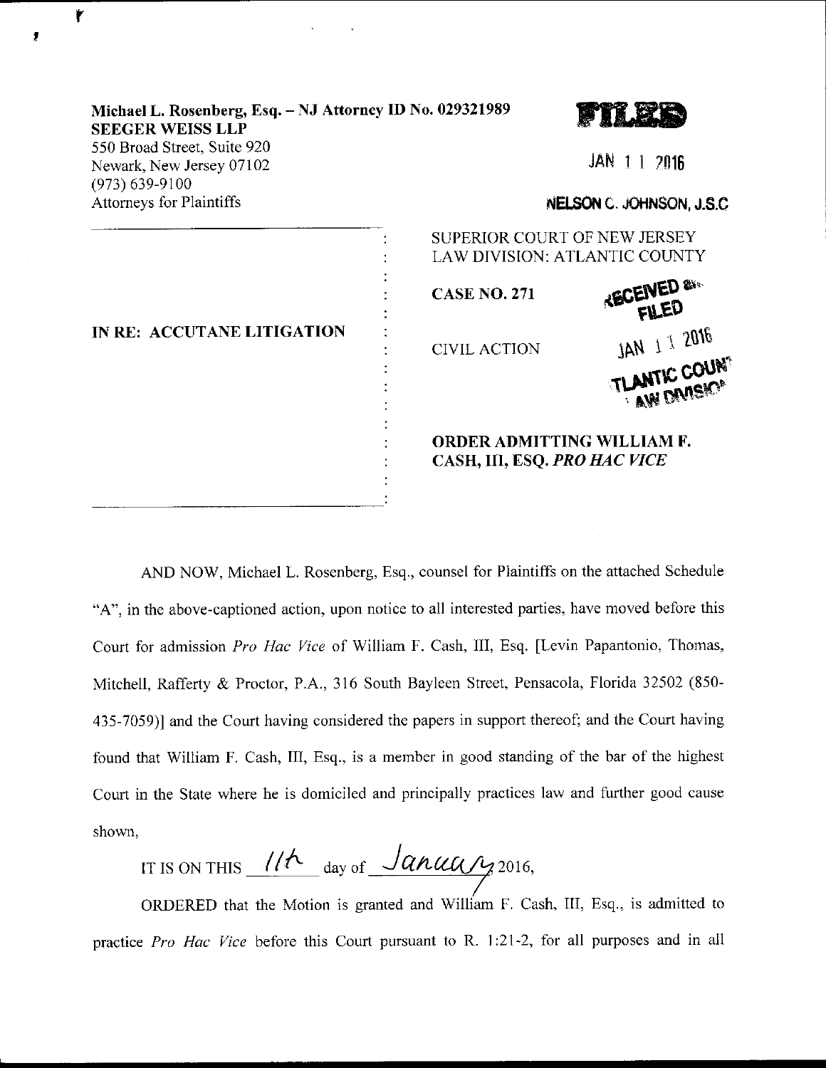**Michael L. Rosenberg, Esq. – NJ Attorney ID No. 029321989**
**SEEGER WEISS LLP**
550 Broad Street, Suite 920
Newark, New Jersey 07102
(973) 639-9100
Attorneys for Plaintiffs

**FILED**

JAN 11 2016

**NELSON C. JOHNSON, J.S.C**

SUPERIOR COURT OF NEW JERSEY
LAW DIVISION: ATLANTIC COUNTY

**IN RE: ACCUTANE LITIGATION**

**CASE NO. 271**

CIVIL ACTION

RECEIVED & FILED
JAN 11 2016
ATLANTIC COUNTY LAW DIVISION

**ORDER ADMITTING WILLIAM F. CASH, III, ESQ. *PRO HAC VICE***

AND NOW, Michael L. Rosenberg, Esq., counsel for Plaintiffs on the attached Schedule "A", in the above-captioned action, upon notice to all interested parties, have moved before this Court for admission *Pro Hac Vice* of William F. Cash, III, Esq. [Levin Papantonio, Thomas, Mitchell, Rafferty & Proctor, P.A., 316 South Bayleen Street, Pensacola, Florida 32502 (850-435-7059)] and the Court having considered the papers in support thereof; and the Court having found that William F. Cash, III, Esq., is a member in good standing of the bar of the highest Court in the State where he is domiciled and principally practices law and further good cause shown,

IT IS ON THIS 11th day of January 2016,

ORDERED that the Motion is granted and William F. Cash, III, Esq., is admitted to practice *Pro Hac Vice* before this Court pursuant to R. 1:21-2, for all purposes and in all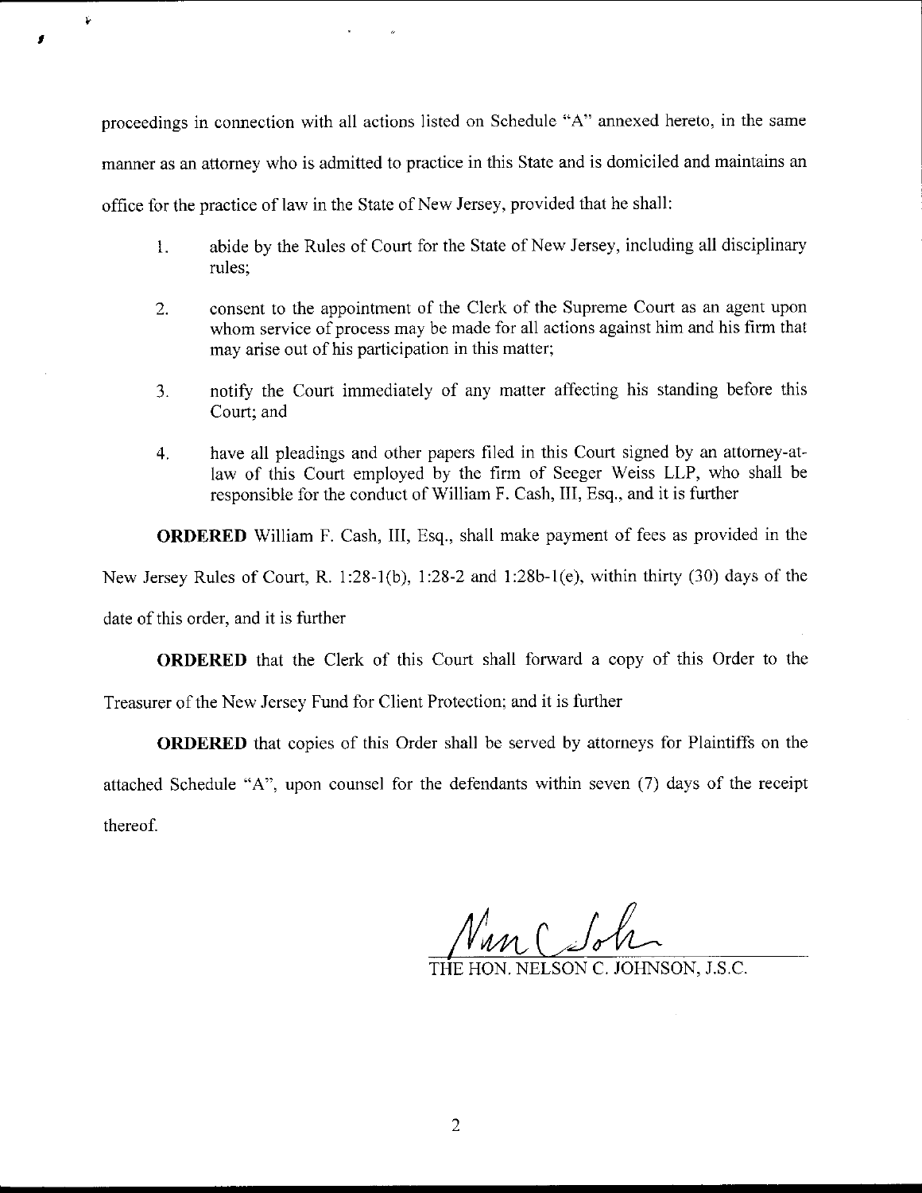proceedings in connection with all actions listed on Schedule "A" annexed hereto, in the same manner as an attorney who is admitted to practice in this State and is domiciled and maintains an office for the practice of law in the State of New Jersey, provided that he shall:

1. abide by the Rules of Court for the State of New Jersey, including all disciplinary rules;

2. consent to the appointment of the Clerk of the Supreme Court as an agent upon whom service of process may be made for all actions against him and his firm that may arise out of his participation in this matter;

3. notify the Court immediately of any matter affecting his standing before this Court; and

4. have all pleadings and other papers filed in this Court signed by an attorney-at-law of this Court employed by the firm of Seeger Weiss LLP, who shall be responsible for the conduct of William F. Cash, III, Esq., and it is further

**ORDERED** William F. Cash, III, Esq., shall make payment of fees as provided in the New Jersey Rules of Court, R. 1:28-1(b), 1:28-2 and 1:28b-1(e), within thirty (30) days of the date of this order, and it is further

**ORDERED** that the Clerk of this Court shall forward a copy of this Order to the Treasurer of the New Jersey Fund for Client Protection; and it is further

**ORDERED** that copies of this Order shall be served by attorneys for Plaintiffs on the attached Schedule "A", upon counsel for the defendants within seven (7) days of the receipt thereof.

THE HON. NELSON C. JOHNSON, J.S.C.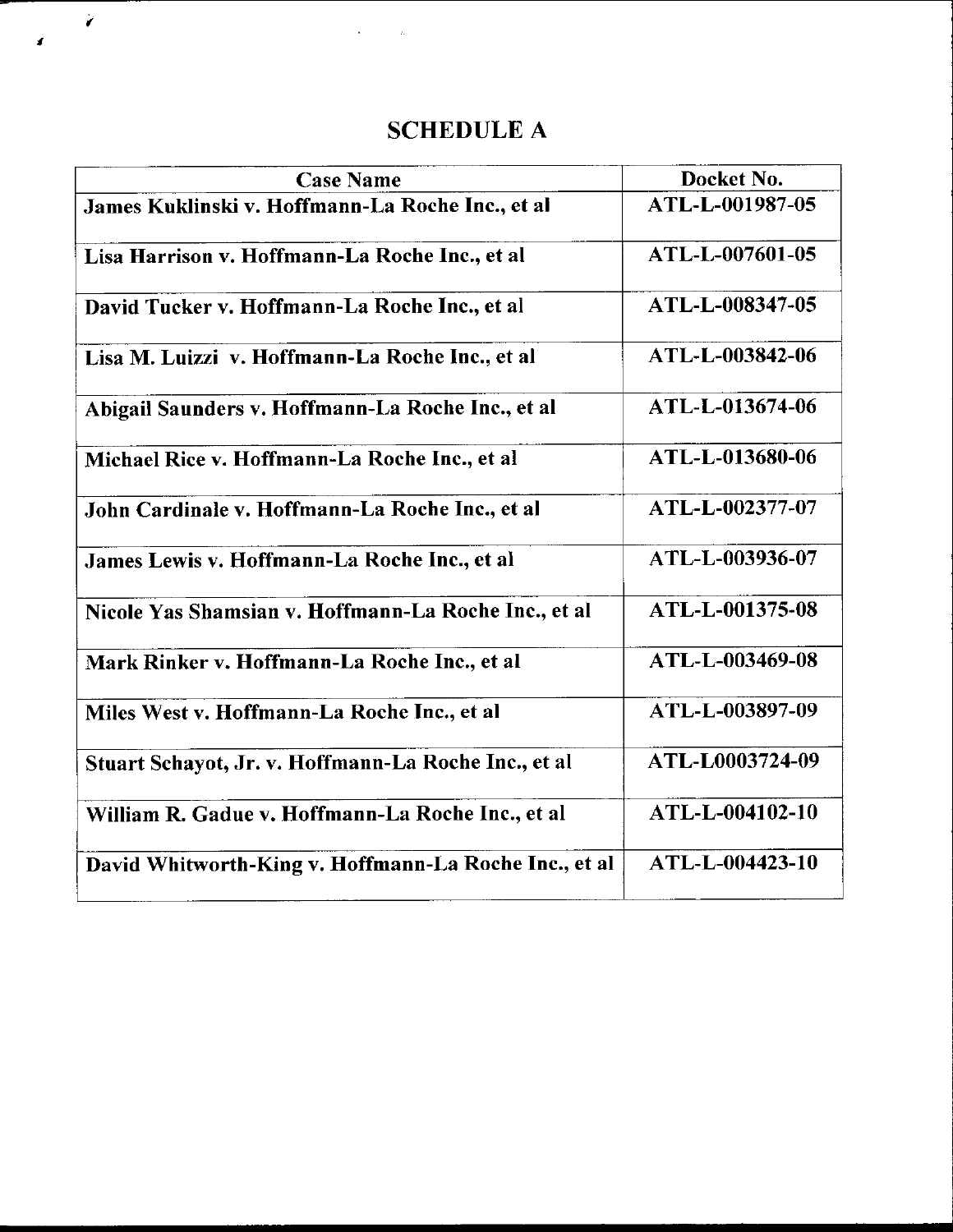# SCHEDULE A

| Case Name | Docket No. |
|---|---|
| James Kuklinski v. Hoffmann-La Roche Inc., et al | ATL-L-001987-05 |
| Lisa Harrison v. Hoffmann-La Roche Inc., et al | ATL-L-007601-05 |
| David Tucker v. Hoffmann-La Roche Inc., et al | ATL-L-008347-05 |
| Lisa M. Luizzi v. Hoffmann-La Roche Inc., et al | ATL-L-003842-06 |
| Abigail Saunders v. Hoffmann-La Roche Inc., et al | ATL-L-013674-06 |
| Michael Rice v. Hoffmann-La Roche Inc., et al | ATL-L-013680-06 |
| John Cardinale v. Hoffmann-La Roche Inc., et al | ATL-L-002377-07 |
| James Lewis v. Hoffmann-La Roche Inc., et al | ATL-L-003936-07 |
| Nicole Yas Shamsian v. Hoffmann-La Roche Inc., et al | ATL-L-001375-08 |
| Mark Rinker v. Hoffmann-La Roche Inc., et al | ATL-L-003469-08 |
| Miles West v. Hoffmann-La Roche Inc., et al | ATL-L-003897-09 |
| Stuart Schayot, Jr. v. Hoffmann-La Roche Inc., et al | ATL-L0003724-09 |
| William R. Gadue v. Hoffmann-La Roche Inc., et al | ATL-L-004102-10 |
| David Whitworth-King v. Hoffmann-La Roche Inc., et al | ATL-L-004423-10 |